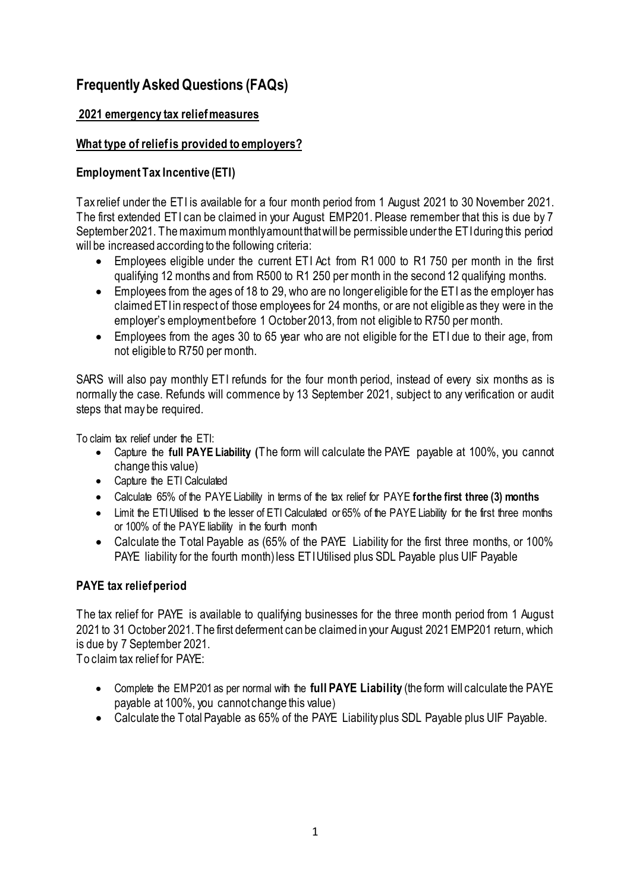# Frequently Asked Questions (FAQs)

## 2021 emergency tax relief measures

## What type of relief is provided to employers?

### Employment Tax Incentive (ETI)

Tax relief under the ETI is available for a four month period from 1 August 2021 to 30 November 2021. The first extended ETI can be claimed in your August EMP201. Please remember that this is due by 7 September 2021. The maximum monthly amount that will be permissible under the ETI during this period will be increased according to the following criteria:

- Employees eligible under the current ETI Act from R1 000 to R1 750 per month in the first qualifying 12 months and from R500 to R1 250 per month in the second 12 qualifying months.
- Employees from the ages of 18 to 29, who are no longer eligible for the ETI as the employer has claimed ETI in respect of those employees for 24 months, or are not eligible as they were in the employer's employment before 1 October 2013, from not eligible to R750 per month.
- Employees from the ages 30 to 65 year who are not eligible for the ETI due to their age, from not eligible to R750 per month.

SARS will also pay monthly ETI refunds for the four month period, instead of every six months as is normally the case. Refunds will commence by 13 September 2021, subject to any verification or audit steps that may be required.

To claim tax relief under the ETI:

- Capture the **full PAYE Liability (**The form will calculate the PAYE payable at 100%, you cannot change this value)
- Capture the ETI Calculated
- Calculate 65% of the PAYE Liability in terms of the tax relief for PAYE **for the first three (3) months**
- Limit the ETI Utilised to the lesser of ETI Calculated or 65% of the PAYE Liability for the first three months or 100% of the PAYE liability in the fourth month
- Calculate the Total Payable as (65% of the PAYE Liability for the first three months, or 100% PAYE liability for the fourth month) less ETI Utilised plus SDL Payable plus UIF Payable

### PAYE tax relief period

The tax relief for PAYE is available to qualifying businesses for the three month period from 1 August 2021 to 31 October 2021. The first deferment can be claimed in your August 2021 EMP201 return, which is due by 7 September 2021.

To claim tax relief for PAYE:

- Complete the EMP201 as per normal with the **full PAYE Liability** (the form will calculate the PAYE payable at 100%, you cannot change this value)
- Calculate the Total Payable as 65% of the PAYE Liability plus SDL Payable plus UIF Payable.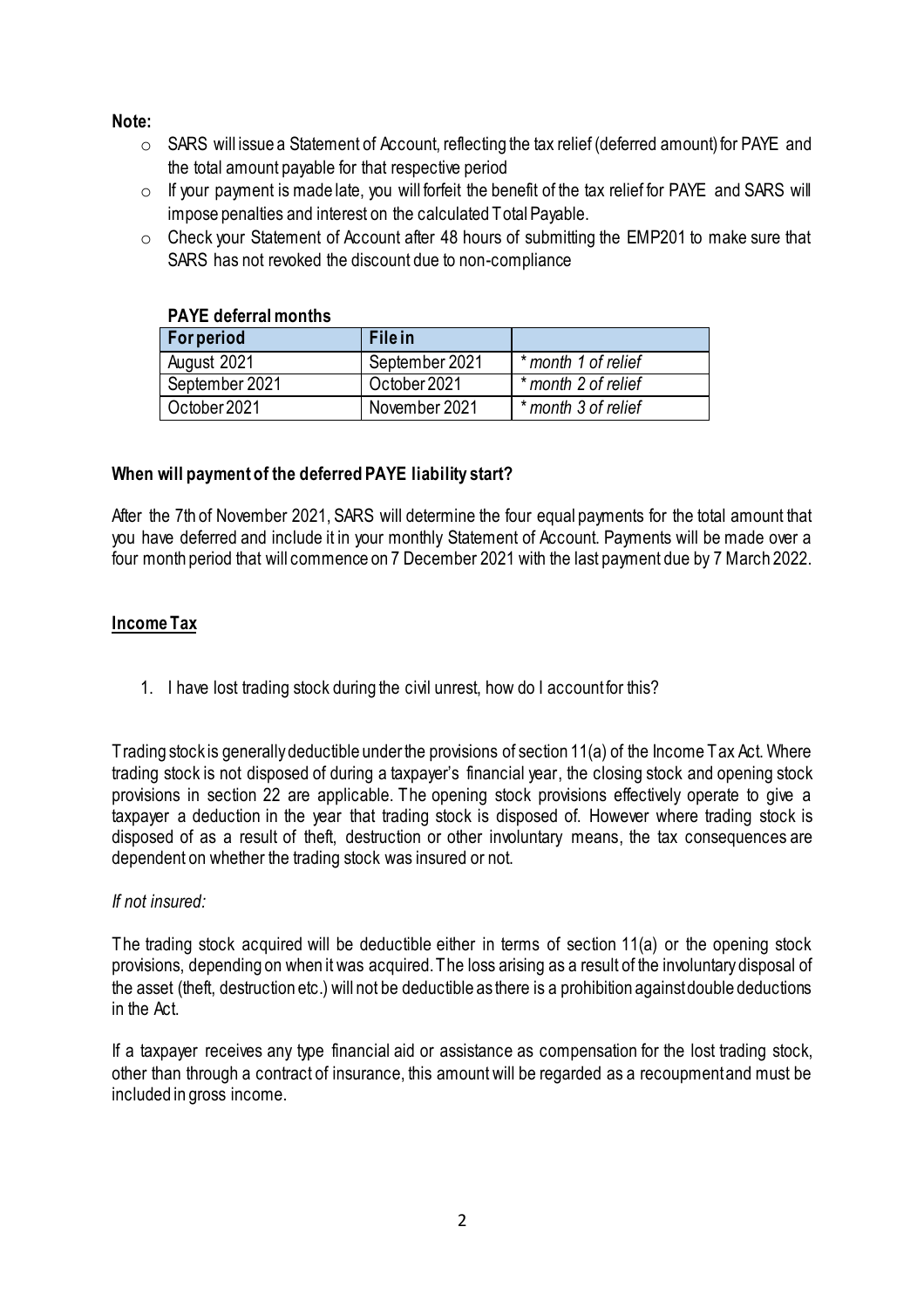**Note:**

- SARS will issue a Statement of Account, reflecting the tax relief (deferred amount) for PAYE and the total amount payable for that respective period
- If your payment is made late, you will forfeit the benefit of the tax relief for PAYE and SARS will impose penalties and interest on the calculated Total Payable.
- Check your Statement of Account after 48 hours of submitting the EMP201 to make sure that SARS has not revoked the discount due to non-compliance

**PAYE deferral months**

| For period | File in | |
|---|---|---|
| August 2021 | September 2021 | * *month 1 of relief* |
| September 2021 | October 2021 | * *month 2 of relief* |
| October 2021 | November 2021 | * *month 3 of relief* |

**When will payment of the deferred PAYE liability start?**

After the 7th of November 2021, SARS will determine the four equal payments for the total amount that you have deferred and include it in your monthly Statement of Account. Payments will be made over a four month period that will commence on 7 December 2021 with the last payment due by 7 March 2022.

## Income Tax

1. I have lost trading stock during the civil unrest, how do I account for this?

Trading stock is generally deductible under the provisions of section 11(a) of the Income Tax Act. Where trading stock is not disposed of during a taxpayer's financial year, the closing stock and opening stock provisions in section 22 are applicable. The opening stock provisions effectively operate to give a taxpayer a deduction in the year that trading stock is disposed of. However where trading stock is disposed of as a result of theft, destruction or other involuntary means, the tax consequences are dependent on whether the trading stock was insured or not.

*If not insured:*

The trading stock acquired will be deductible either in terms of section 11(a) or the opening stock provisions, depending on when it was acquired. The loss arising as a result of the involuntary disposal of the asset (theft, destruction etc.) will not be deductible as there is a prohibition against double deductions in the Act.

If a taxpayer receives any type financial aid or assistance as compensation for the lost trading stock, other than through a contract of insurance, this amount will be regarded as a recoupment and must be included in gross income.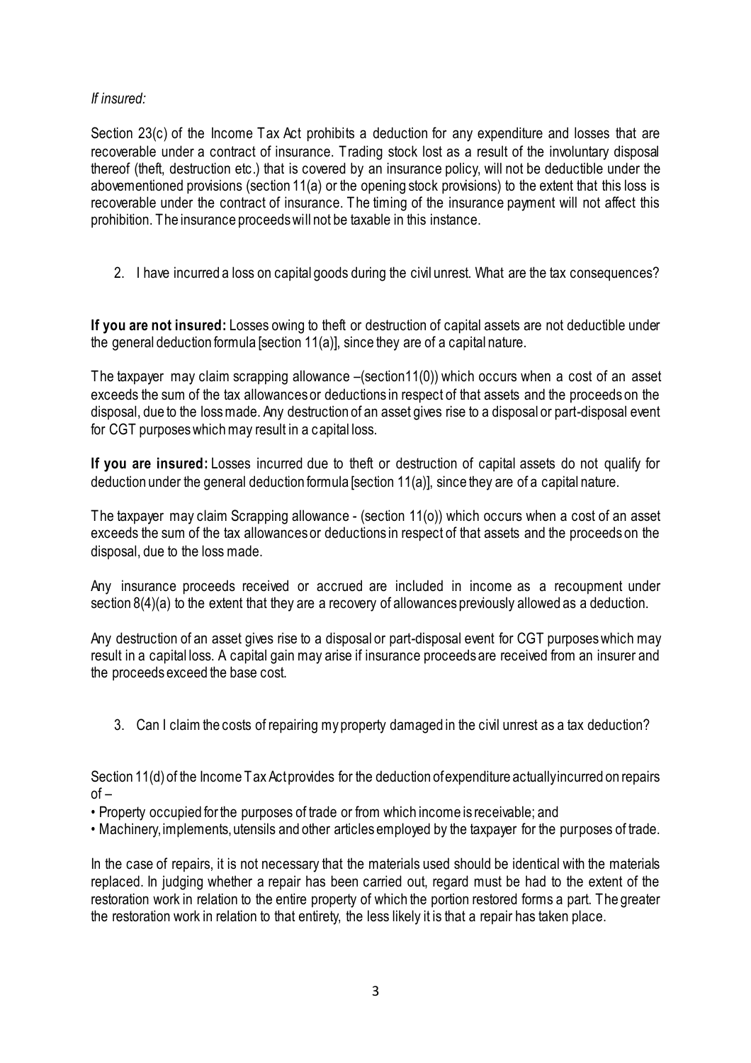*If insured:*

Section 23(c) of the Income Tax Act prohibits a deduction for any expenditure and losses that are recoverable under a contract of insurance. Trading stock lost as a result of the involuntary disposal thereof (theft, destruction etc.) that is covered by an insurance policy, will not be deductible under the abovementioned provisions (section 11(a) or the opening stock provisions) to the extent that this loss is recoverable under the contract of insurance. The timing of the insurance payment will not affect this prohibition. The insurance proceeds will not be taxable in this instance.

2. I have incurred a loss on capital goods during the civil unrest. What are the tax consequences?

**If you are not insured:** Losses owing to theft or destruction of capital assets are not deductible under the general deduction formula [section 11(a)], since they are of a capital nature.

The taxpayer may claim scrapping allowance –(section11(0)) which occurs when a cost of an asset exceeds the sum of the tax allowances or deductions in respect of that assets and the proceeds on the disposal, due to the loss made. Any destruction of an asset gives rise to a disposal or part-disposal event for CGT purposes which may result in a capital loss.

**If you are insured:** Losses incurred due to theft or destruction of capital assets do not qualify for deduction under the general deduction formula [section 11(a)], since they are of a capital nature.

The taxpayer may claim Scrapping allowance - (section 11(o)) which occurs when a cost of an asset exceeds the sum of the tax allowances or deductions in respect of that assets and the proceeds on the disposal, due to the loss made.

Any insurance proceeds received or accrued are included in income as a recoupment under section 8(4)(a) to the extent that they are a recovery of allowances previously allowed as a deduction.

Any destruction of an asset gives rise to a disposal or part-disposal event for CGT purposes which may result in a capital loss. A capital gain may arise if insurance proceeds are received from an insurer and the proceeds exceed the base cost.

3. Can I claim the costs of repairing my property damaged in the civil unrest as a tax deduction?

Section 11(d) of the Income Tax Act provides for the deduction of expenditure actually incurred on repairs of –

- Property occupied for the purposes of trade or from which income is receivable; and
- Machinery, implements, utensils and other articles employed by the taxpayer for the purposes of trade.

In the case of repairs, it is not necessary that the materials used should be identical with the materials replaced. In judging whether a repair has been carried out, regard must be had to the extent of the restoration work in relation to the entire property of which the portion restored forms a part. The greater the restoration work in relation to that entirety, the less likely it is that a repair has taken place.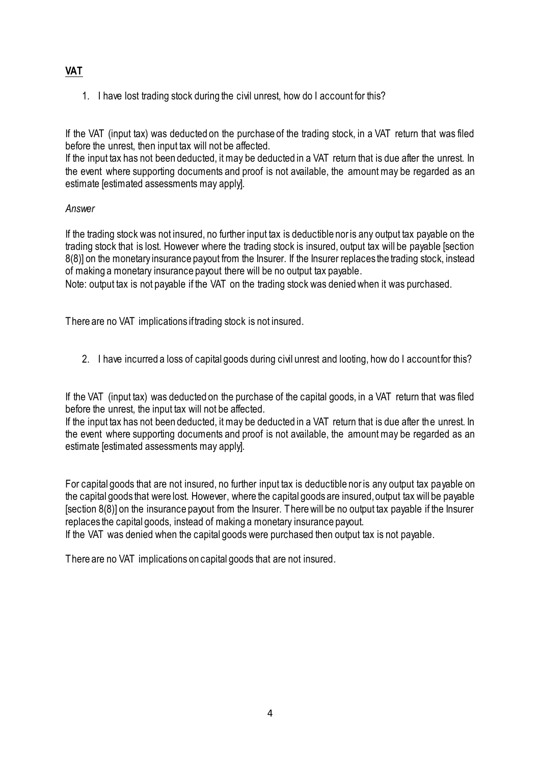## VAT

1. I have lost trading stock during the civil unrest, how do I account for this?

If the VAT (input tax) was deducted on the purchase of the trading stock, in a VAT return that was filed before the unrest, then input tax will not be affected.
If the input tax has not been deducted, it may be deducted in a VAT return that is due after the unrest. In the event where supporting documents and proof is not available, the amount may be regarded as an estimate [estimated assessments may apply].

*Answer*

If the trading stock was not insured, no further input tax is deductible nor is any output tax payable on the trading stock that is lost. However where the trading stock is insured, output tax will be payable [section 8(8)] on the monetary insurance payout from the Insurer. If the Insurer replaces the trading stock, instead of making a monetary insurance payout there will be no output tax payable.
Note: output tax is not payable if the VAT on the trading stock was denied when it was purchased.

There are no VAT implications if trading stock is not insured.

2. I have incurred a loss of capital goods during civil unrest and looting, how do I account for this?

If the VAT (input tax) was deducted on the purchase of the capital goods, in a VAT return that was filed before the unrest, the input tax will not be affected.
If the input tax has not been deducted, it may be deducted in a VAT return that is due after the unrest. In the event where supporting documents and proof is not available, the amount may be regarded as an estimate [estimated assessments may apply].

For capital goods that are not insured, no further input tax is deductible nor is any output tax payable on the capital goods that were lost. However, where the capital goods are insured, output tax will be payable [section 8(8)] on the insurance payout from the Insurer. There will be no output tax payable if the Insurer replaces the capital goods, instead of making a monetary insurance payout.
If the VAT was denied when the capital goods were purchased then output tax is not payable.

There are no VAT implications on capital goods that are not insured.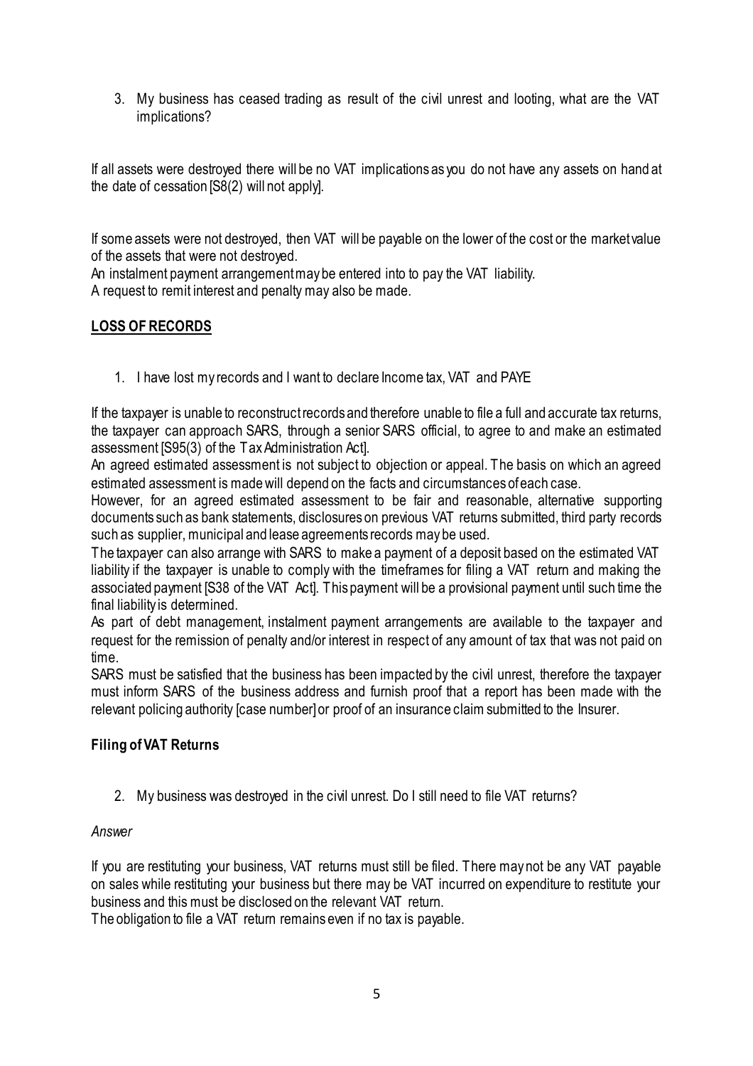3. My business has ceased trading as result of the civil unrest and looting, what are the VAT implications?

If all assets were destroyed there will be no VAT implications as you do not have any assets on hand at the date of cessation [S8(2) will not apply].

If some assets were not destroyed, then VAT will be payable on the lower of the cost or the market value of the assets that were not destroyed.
An instalment payment arrangement may be entered into to pay the VAT liability.
A request to remit interest and penalty may also be made.

## LOSS OF RECORDS

1. I have lost my records and I want to declare Income tax, VAT and PAYE

If the taxpayer is unable to reconstruct records and therefore unable to file a full and accurate tax returns, the taxpayer can approach SARS, through a senior SARS official, to agree to and make an estimated assessment [S95(3) of the Tax Administration Act].
An agreed estimated assessment is not subject to objection or appeal. The basis on which an agreed estimated assessment is made will depend on the facts and circumstances of each case.
However, for an agreed estimated assessment to be fair and reasonable, alternative supporting documents such as bank statements, disclosures on previous VAT returns submitted, third party records such as supplier, municipal and lease agreements records may be used.
The taxpayer can also arrange with SARS to make a payment of a deposit based on the estimated VAT liability if the taxpayer is unable to comply with the timeframes for filing a VAT return and making the associated payment [S38 of the VAT Act]. This payment will be a provisional payment until such time the final liability is determined.
As part of debt management, instalment payment arrangements are available to the taxpayer and request for the remission of penalty and/or interest in respect of any amount of tax that was not paid on time.
SARS must be satisfied that the business has been impacted by the civil unrest, therefore the taxpayer must inform SARS of the business address and furnish proof that a report has been made with the relevant policing authority [case number] or proof of an insurance claim submitted to the Insurer.

### Filing of VAT Returns

2. My business was destroyed in the civil unrest. Do I still need to file VAT returns?

*Answer*

If you are restituting your business, VAT returns must still be filed. There may not be any VAT payable on sales while restituting your business but there may be VAT incurred on expenditure to restitute your business and this must be disclosed on the relevant VAT return.
The obligation to file a VAT return remains even if no tax is payable.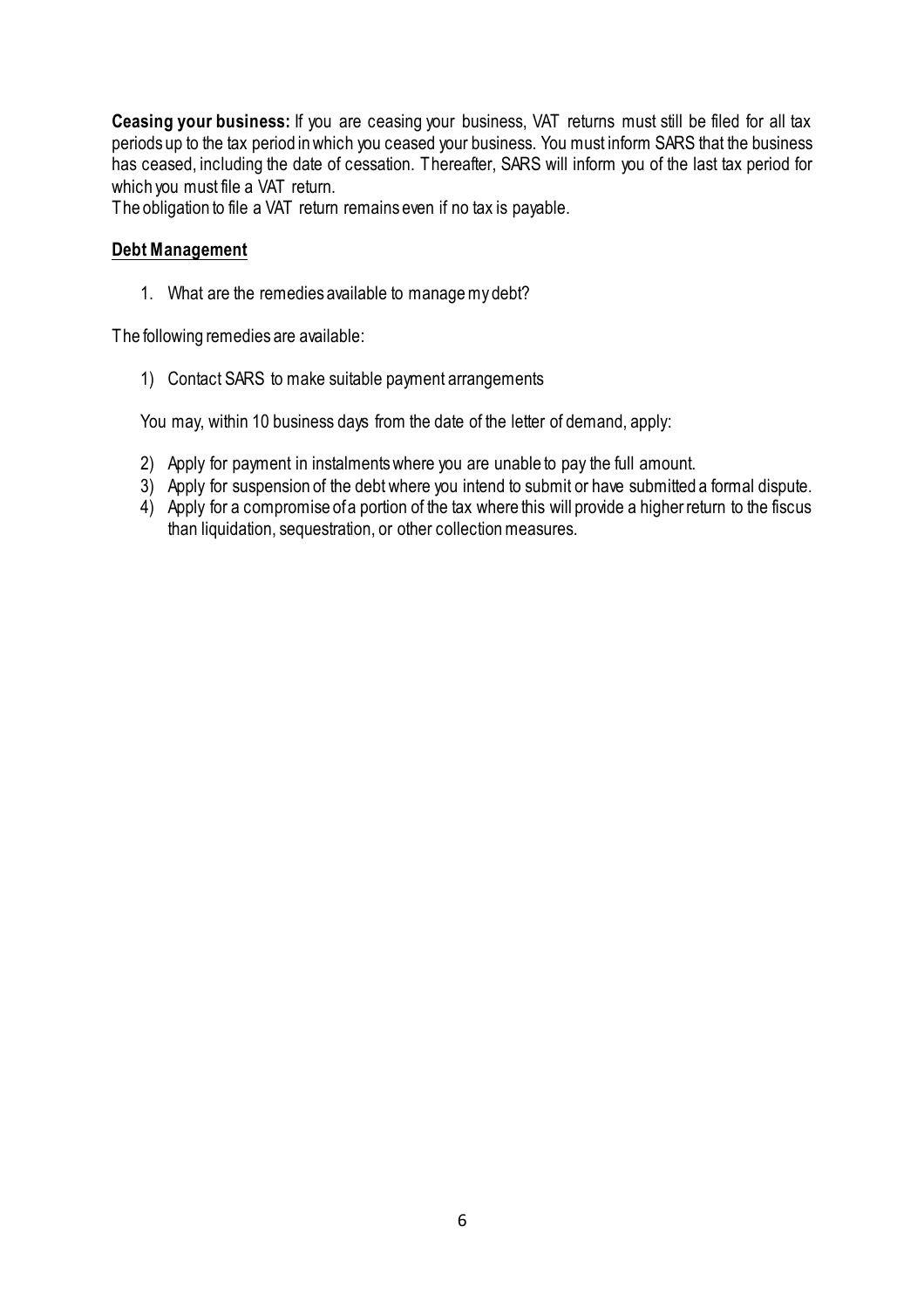**Ceasing your business:** If you are ceasing your business, VAT returns must still be filed for all tax periods up to the tax period in which you ceased your business. You must inform SARS that the business has ceased, including the date of cessation. Thereafter, SARS will inform you of the last tax period for which you must file a VAT return.
The obligation to file a VAT return remains even if no tax is payable.

## Debt Management

1. What are the remedies available to manage my debt?

The following remedies are available:

1) Contact SARS to make suitable payment arrangements

You may, within 10 business days from the date of the letter of demand, apply:

2) Apply for payment in instalments where you are unable to pay the full amount.
3) Apply for suspension of the debt where you intend to submit or have submitted a formal dispute.
4) Apply for a compromise of a portion of the tax where this will provide a higher return to the fiscus than liquidation, sequestration, or other collection measures.